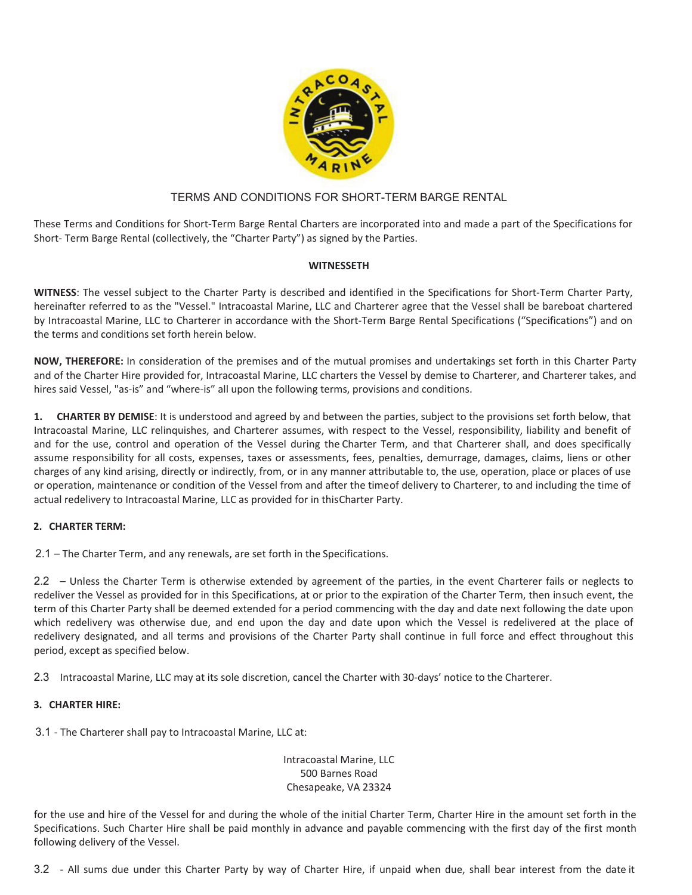# TERMS AND CONDITIONS FOR SHORT-TERM BARGE RENTAL

These Terms and Conditions for Short-Term Barge Rental Charters are incorporated into and made a part of the Specifications for Short- Term Barge Rental (collectively, the "Charter Party") as signed by the Parties.

**WITNESSETH**

**WITNESS**: The vessel subject to the Charter Party is described and identified in the Specifications for Short-Term Charter Party, hereinafter referred to as the "Vessel." Intracoastal Marine, LLC and Charterer agree that the Vessel shall be bareboat chartered by Intracoastal Marine, LLC to Charterer in accordance with the Short-Term Barge Rental Specifications ("Specifications") and on the terms and conditions set forth herein below.

**NOW, THEREFORE:** In consideration of the premises and of the mutual promises and undertakings set forth in this Charter Party and of the Charter Hire provided for, Intracoastal Marine, LLC charters the Vessel by demise to Charterer, and Charterer takes, and hires said Vessel, "as-is" and "where-is" all upon the following terms, provisions and conditions.

**1. CHARTER BY DEMISE**: It is understood and agreed by and between the parties, subject to the provisions set forth below, that Intracoastal Marine, LLC relinquishes, and Charterer assumes, with respect to the Vessel, responsibility, liability and benefit of and for the use, control and operation of the Vessel during the Charter Term, and that Charterer shall, and does specifically assume responsibility for all costs, expenses, taxes or assessments, fees, penalties, demurrage, damages, claims, liens or other charges of any kind arising, directly or indirectly, from, or in any manner attributable to, the use, operation, place or places of use or operation, maintenance or condition of the Vessel from and after the timeof delivery to Charterer, to and including the time of actual redelivery to Intracoastal Marine, LLC as provided for in thisCharter Party.

**2. CHARTER TERM:**

2.1 – The Charter Term, and any renewals, are set forth in the Specifications.

2.2 – Unless the Charter Term is otherwise extended by agreement of the parties, in the event Charterer fails or neglects to redeliver the Vessel as provided for in this Specifications, at or prior to the expiration of the Charter Term, then insuch event, the term of this Charter Party shall be deemed extended for a period commencing with the day and date next following the date upon which redelivery was otherwise due, and end upon the day and date upon which the Vessel is redelivered at the place of redelivery designated, and all terms and provisions of the Charter Party shall continue in full force and effect throughout this period, except as specified below.

2.3 Intracoastal Marine, LLC may at its sole discretion, cancel the Charter with 30-days' notice to the Charterer.

**3. CHARTER HIRE:**

3.1 - The Charterer shall pay to Intracoastal Marine, LLC at:

Intracoastal Marine, LLC
500 Barnes Road
Chesapeake, VA 23324

for the use and hire of the Vessel for and during the whole of the initial Charter Term, Charter Hire in the amount set forth in the Specifications. Such Charter Hire shall be paid monthly in advance and payable commencing with the first day of the first month following delivery of the Vessel.

3.2 - All sums due under this Charter Party by way of Charter Hire, if unpaid when due, shall bear interest from the date it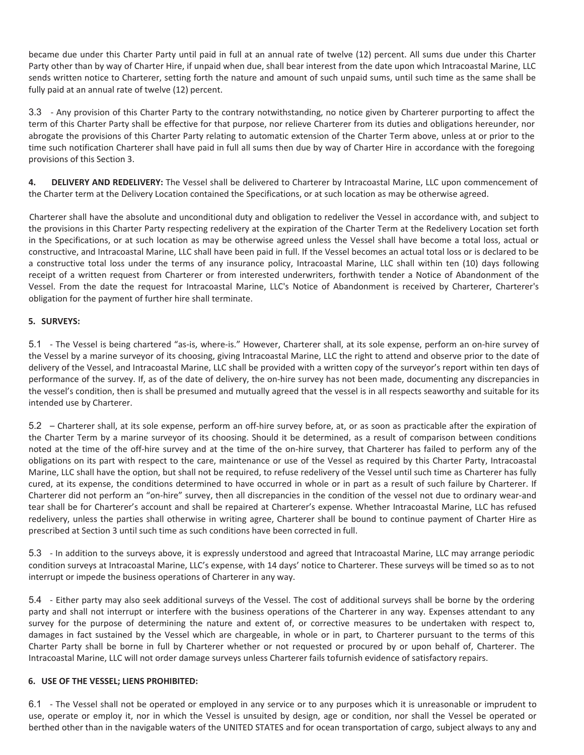became due under this Charter Party until paid in full at an annual rate of twelve (12) percent. All sums due under this Charter Party other than by way of Charter Hire, if unpaid when due, shall bear interest from the date upon which Intracoastal Marine, LLC sends written notice to Charterer, setting forth the nature and amount of such unpaid sums, until such time as the same shall be fully paid at an annual rate of twelve (12) percent.

3.3 - Any provision of this Charter Party to the contrary notwithstanding, no notice given by Charterer purporting to affect the term of this Charter Party shall be effective for that purpose, nor relieve Charterer from its duties and obligations hereunder, nor abrogate the provisions of this Charter Party relating to automatic extension of the Charter Term above, unless at or prior to the time such notification Charterer shall have paid in full all sums then due by way of Charter Hire in accordance with the foregoing provisions of this Section 3.

**4. DELIVERY AND REDELIVERY:** The Vessel shall be delivered to Charterer by Intracoastal Marine, LLC upon commencement of the Charter term at the Delivery Location contained the Specifications, or at such location as may be otherwise agreed.

Charterer shall have the absolute and unconditional duty and obligation to redeliver the Vessel in accordance with, and subject to the provisions in this Charter Party respecting redelivery at the expiration of the Charter Term at the Redelivery Location set forth in the Specifications, or at such location as may be otherwise agreed unless the Vessel shall have become a total loss, actual or constructive, and Intracoastal Marine, LLC shall have been paid in full. If the Vessel becomes an actual total loss or is declared to be a constructive total loss under the terms of any insurance policy, Intracoastal Marine, LLC shall within ten (10) days following receipt of a written request from Charterer or from interested underwriters, forthwith tender a Notice of Abandonment of the Vessel. From the date the request for Intracoastal Marine, LLC's Notice of Abandonment is received by Charterer, Charterer's obligation for the payment of further hire shall terminate.

**5. SURVEYS:**

5.1 - The Vessel is being chartered "as-is, where-is." However, Charterer shall, at its sole expense, perform an on-hire survey of the Vessel by a marine surveyor of its choosing, giving Intracoastal Marine, LLC the right to attend and observe prior to the date of delivery of the Vessel, and Intracoastal Marine, LLC shall be provided with a written copy of the surveyor's report within ten days of performance of the survey. If, as of the date of delivery, the on-hire survey has not been made, documenting any discrepancies in the vessel's condition, then is shall be presumed and mutually agreed that the vessel is in all respects seaworthy and suitable for its intended use by Charterer.

5.2 – Charterer shall, at its sole expense, perform an off-hire survey before, at, or as soon as practicable after the expiration of the Charter Term by a marine surveyor of its choosing. Should it be determined, as a result of comparison between conditions noted at the time of the off-hire survey and at the time of the on-hire survey, that Charterer has failed to perform any of the obligations on its part with respect to the care, maintenance or use of the Vessel as required by this Charter Party, Intracoastal Marine, LLC shall have the option, but shall not be required, to refuse redelivery of the Vessel until such time as Charterer has fully cured, at its expense, the conditions determined to have occurred in whole or in part as a result of such failure by Charterer. If Charterer did not perform an "on-hire" survey, then all discrepancies in the condition of the vessel not due to ordinary wear-and tear shall be for Charterer's account and shall be repaired at Charterer's expense. Whether Intracoastal Marine, LLC has refused redelivery, unless the parties shall otherwise in writing agree, Charterer shall be bound to continue payment of Charter Hire as prescribed at Section 3 until such time as such conditions have been corrected in full.

5.3 - In addition to the surveys above, it is expressly understood and agreed that Intracoastal Marine, LLC may arrange periodic condition surveys at Intracoastal Marine, LLC's expense, with 14 days' notice to Charterer. These surveys will be timed so as to not interrupt or impede the business operations of Charterer in any way.

5.4 - Either party may also seek additional surveys of the Vessel. The cost of additional surveys shall be borne by the ordering party and shall not interrupt or interfere with the business operations of the Charterer in any way. Expenses attendant to any survey for the purpose of determining the nature and extent of, or corrective measures to be undertaken with respect to, damages in fact sustained by the Vessel which are chargeable, in whole or in part, to Charterer pursuant to the terms of this Charter Party shall be borne in full by Charterer whether or not requested or procured by or upon behalf of, Charterer. The Intracoastal Marine, LLC will not order damage surveys unless Charterer fails tofurnish evidence of satisfactory repairs.

**6. USE OF THE VESSEL; LIENS PROHIBITED:**

6.1 - The Vessel shall not be operated or employed in any service or to any purposes which it is unreasonable or imprudent to use, operate or employ it, nor in which the Vessel is unsuited by design, age or condition, nor shall the Vessel be operated or berthed other than in the navigable waters of the UNITED STATES and for ocean transportation of cargo, subject always to any and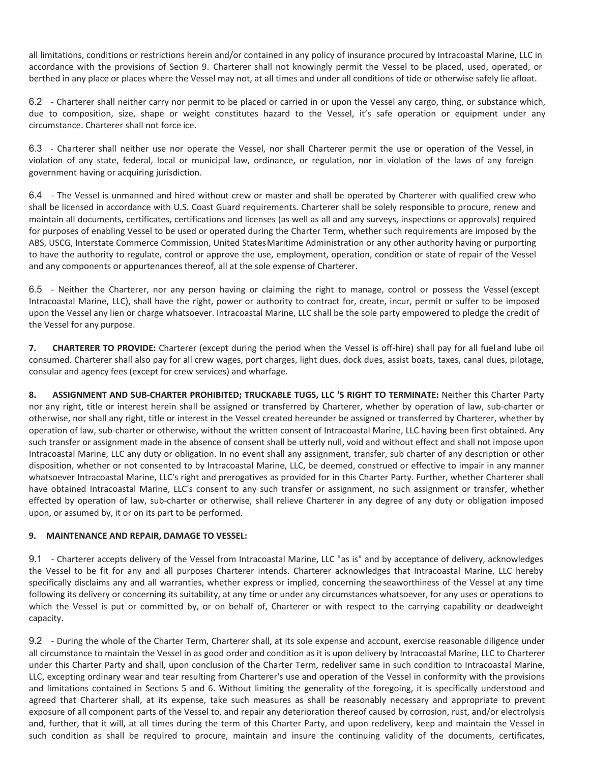all limitations, conditions or restrictions herein and/or contained in any policy of insurance procured by Intracoastal Marine, LLC in accordance with the provisions of Section 9. Charterer shall not knowingly permit the Vessel to be placed, used, operated, or berthed in any place or places where the Vessel may not, at all times and under all conditions of tide or otherwise safely lie afloat.

6.2 - Charterer shall neither carry nor permit to be placed or carried in or upon the Vessel any cargo, thing, or substance which, due to composition, size, shape or weight constitutes hazard to the Vessel, it's safe operation or equipment under any circumstance. Charterer shall not force ice.

6.3 - Charterer shall neither use nor operate the Vessel, nor shall Charterer permit the use or operation of the Vessel, in violation of any state, federal, local or municipal law, ordinance, or regulation, nor in violation of the laws of any foreign government having or acquiring jurisdiction.

6.4 - The Vessel is unmanned and hired without crew or master and shall be operated by Charterer with qualified crew who shall be licensed in accordance with U.S. Coast Guard requirements. Charterer shall be solely responsible to procure, renew and maintain all documents, certificates, certifications and licenses (as well as all and any surveys, inspections or approvals) required for purposes of enabling Vessel to be used or operated during the Charter Term, whether such requirements are imposed by the ABS, USCG, Interstate Commerce Commission, United States Maritime Administration or any other authority having or purporting to have the authority to regulate, control or approve the use, employment, operation, condition or state of repair of the Vessel and any components or appurtenances thereof, all at the sole expense of Charterer.

6.5 - Neither the Charterer, nor any person having or claiming the right to manage, control or possess the Vessel (except Intracoastal Marine, LLC), shall have the right, power or authority to contract for, create, incur, permit or suffer to be imposed upon the Vessel any lien or charge whatsoever. Intracoastal Marine, LLC shall be the sole party empowered to pledge the credit of the Vessel for any purpose.

**7. CHARTERER TO PROVIDE:** Charterer (except during the period when the Vessel is off-hire) shall pay for all fuel and lube oil consumed. Charterer shall also pay for all crew wages, port charges, light dues, dock dues, assist boats, taxes, canal dues, pilotage, consular and agency fees (except for crew services) and wharfage.

**8. ASSIGNMENT AND SUB-CHARTER PROHIBITED; TRUCKABLE TUGS, LLC 'S RIGHT TO TERMINATE:** Neither this Charter Party nor any right, title or interest herein shall be assigned or transferred by Charterer, whether by operation of law, sub-charter or otherwise, nor shall any right, title or interest in the Vessel created hereunder be assigned or transferred by Charterer, whether by operation of law, sub-charter or otherwise, without the written consent of Intracoastal Marine, LLC having been first obtained. Any such transfer or assignment made in the absence of consent shall be utterly null, void and without effect and shall not impose upon Intracoastal Marine, LLC any duty or obligation. In no event shall any assignment, transfer, sub charter of any description or other disposition, whether or not consented to by Intracoastal Marine, LLC, be deemed, construed or effective to impair in any manner whatsoever Intracoastal Marine, LLC's right and prerogatives as provided for in this Charter Party. Further, whether Charterer shall have obtained Intracoastal Marine, LLC's consent to any such transfer or assignment, no such assignment or transfer, whether effected by operation of law, sub-charter or otherwise, shall relieve Charterer in any degree of any duty or obligation imposed upon, or assumed by, it or on its part to be performed.

**9. MAINTENANCE AND REPAIR, DAMAGE TO VESSEL:**

9.1 - Charterer accepts delivery of the Vessel from Intracoastal Marine, LLC "as is" and by acceptance of delivery, acknowledges the Vessel to be fit for any and all purposes Charterer intends. Charterer acknowledges that Intracoastal Marine, LLC hereby specifically disclaims any and all warranties, whether express or implied, concerning the seaworthiness of the Vessel at any time following its delivery or concerning its suitability, at any time or under any circumstances whatsoever, for any uses or operations to which the Vessel is put or committed by, or on behalf of, Charterer or with respect to the carrying capability or deadweight capacity.

9.2 - During the whole of the Charter Term, Charterer shall, at its sole expense and account, exercise reasonable diligence under all circumstance to maintain the Vessel in as good order and condition as it is upon delivery by Intracoastal Marine, LLC to Charterer under this Charter Party and shall, upon conclusion of the Charter Term, redeliver same in such condition to Intracoastal Marine, LLC, excepting ordinary wear and tear resulting from Charterer's use and operation of the Vessel in conformity with the provisions and limitations contained in Sections 5 and 6. Without limiting the generality of the foregoing, it is specifically understood and agreed that Charterer shall, at its expense, take such measures as shall be reasonably necessary and appropriate to prevent exposure of all component parts of the Vessel to, and repair any deterioration thereof caused by corrosion, rust, and/or electrolysis and, further, that it will, at all times during the term of this Charter Party, and upon redelivery, keep and maintain the Vessel in such condition as shall be required to procure, maintain and insure the continuing validity of the documents, certificates,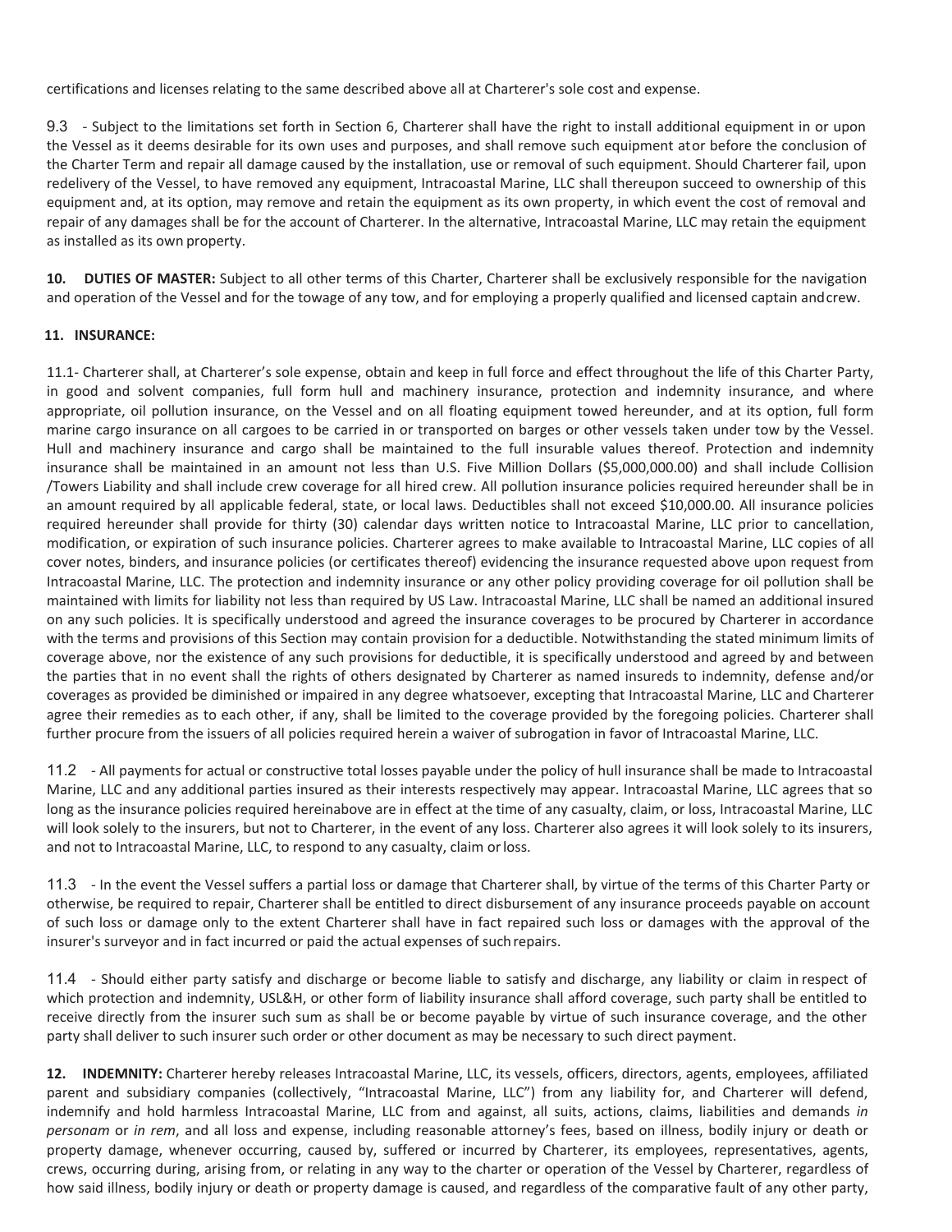certifications and licenses relating to the same described above all at Charterer's sole cost and expense.

9.3 - Subject to the limitations set forth in Section 6, Charterer shall have the right to install additional equipment in or upon the Vessel as it deems desirable for its own uses and purposes, and shall remove such equipment at or before the conclusion of the Charter Term and repair all damage caused by the installation, use or removal of such equipment. Should Charterer fail, upon redelivery of the Vessel, to have removed any equipment, Intracoastal Marine, LLC shall thereupon succeed to ownership of this equipment and, at its option, may remove and retain the equipment as its own property, in which event the cost of removal and repair of any damages shall be for the account of Charterer. In the alternative, Intracoastal Marine, LLC may retain the equipment as installed as its own property.

**10. DUTIES OF MASTER:** Subject to all other terms of this Charter, Charterer shall be exclusively responsible for the navigation and operation of the Vessel and for the towage of any tow, and for employing a properly qualified and licensed captain and crew.

**11. INSURANCE:**

11.1- Charterer shall, at Charterer's sole expense, obtain and keep in full force and effect throughout the life of this Charter Party, in good and solvent companies, full form hull and machinery insurance, protection and indemnity insurance, and where appropriate, oil pollution insurance, on the Vessel and on all floating equipment towed hereunder, and at its option, full form marine cargo insurance on all cargoes to be carried in or transported on barges or other vessels taken under tow by the Vessel. Hull and machinery insurance and cargo shall be maintained to the full insurable values thereof. Protection and indemnity insurance shall be maintained in an amount not less than U.S. Five Million Dollars ($5,000,000.00) and shall include Collision /Towers Liability and shall include crew coverage for all hired crew. All pollution insurance policies required hereunder shall be in an amount required by all applicable federal, state, or local laws. Deductibles shall not exceed $10,000.00. All insurance policies required hereunder shall provide for thirty (30) calendar days written notice to Intracoastal Marine, LLC prior to cancellation, modification, or expiration of such insurance policies. Charterer agrees to make available to Intracoastal Marine, LLC copies of all cover notes, binders, and insurance policies (or certificates thereof) evidencing the insurance requested above upon request from Intracoastal Marine, LLC. The protection and indemnity insurance or any other policy providing coverage for oil pollution shall be maintained with limits for liability not less than required by US Law. Intracoastal Marine, LLC shall be named an additional insured on any such policies. It is specifically understood and agreed the insurance coverages to be procured by Charterer in accordance with the terms and provisions of this Section may contain provision for a deductible. Notwithstanding the stated minimum limits of coverage above, nor the existence of any such provisions for deductible, it is specifically understood and agreed by and between the parties that in no event shall the rights of others designated by Charterer as named insureds to indemnity, defense and/or coverages as provided be diminished or impaired in any degree whatsoever, excepting that Intracoastal Marine, LLC and Charterer agree their remedies as to each other, if any, shall be limited to the coverage provided by the foregoing policies. Charterer shall further procure from the issuers of all policies required herein a waiver of subrogation in favor of Intracoastal Marine, LLC.

11.2 - All payments for actual or constructive total losses payable under the policy of hull insurance shall be made to Intracoastal Marine, LLC and any additional parties insured as their interests respectively may appear. Intracoastal Marine, LLC agrees that so long as the insurance policies required hereinabove are in effect at the time of any casualty, claim, or loss, Intracoastal Marine, LLC will look solely to the insurers, but not to Charterer, in the event of any loss. Charterer also agrees it will look solely to its insurers, and not to Intracoastal Marine, LLC, to respond to any casualty, claim or loss.

11.3 - In the event the Vessel suffers a partial loss or damage that Charterer shall, by virtue of the terms of this Charter Party or otherwise, be required to repair, Charterer shall be entitled to direct disbursement of any insurance proceeds payable on account of such loss or damage only to the extent Charterer shall have in fact repaired such loss or damages with the approval of the insurer's surveyor and in fact incurred or paid the actual expenses of such repairs.

11.4 - Should either party satisfy and discharge or become liable to satisfy and discharge, any liability or claim in respect of which protection and indemnity, USL&H, or other form of liability insurance shall afford coverage, such party shall be entitled to receive directly from the insurer such sum as shall be or become payable by virtue of such insurance coverage, and the other party shall deliver to such insurer such order or other document as may be necessary to such direct payment.

**12. INDEMNITY:** Charterer hereby releases Intracoastal Marine, LLC, its vessels, officers, directors, agents, employees, affiliated parent and subsidiary companies (collectively, "Intracoastal Marine, LLC") from any liability for, and Charterer will defend, indemnify and hold harmless Intracoastal Marine, LLC from and against, all suits, actions, claims, liabilities and demands *in personam* or *in rem*, and all loss and expense, including reasonable attorney's fees, based on illness, bodily injury or death or property damage, whenever occurring, caused by, suffered or incurred by Charterer, its employees, representatives, agents, crews, occurring during, arising from, or relating in any way to the charter or operation of the Vessel by Charterer, regardless of how said illness, bodily injury or death or property damage is caused, and regardless of the comparative fault of any other party,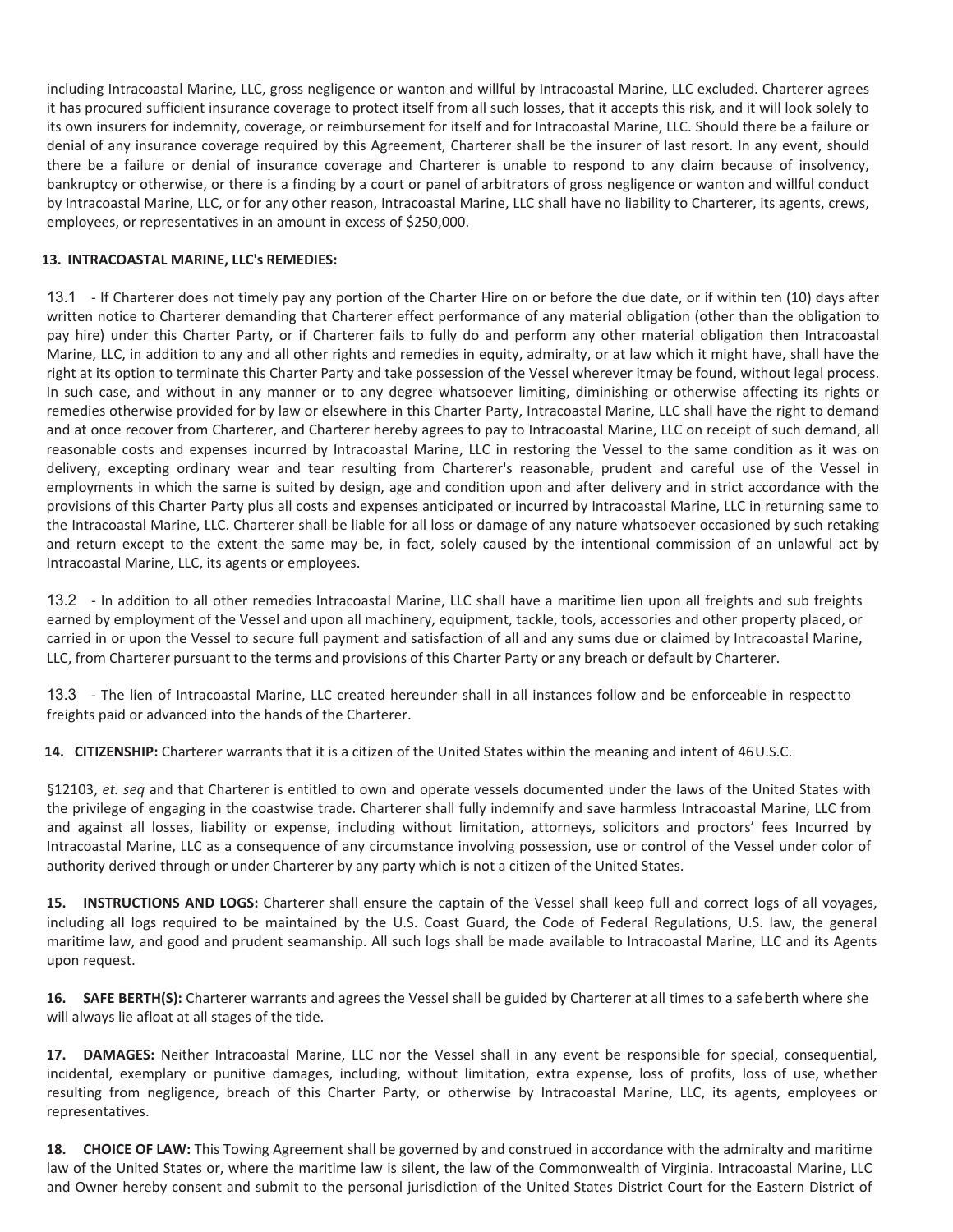including Intracoastal Marine, LLC, gross negligence or wanton and willful by Intracoastal Marine, LLC excluded. Charterer agrees it has procured sufficient insurance coverage to protect itself from all such losses, that it accepts this risk, and it will look solely to its own insurers for indemnity, coverage, or reimbursement for itself and for Intracoastal Marine, LLC. Should there be a failure or denial of any insurance coverage required by this Agreement, Charterer shall be the insurer of last resort. In any event, should there be a failure or denial of insurance coverage and Charterer is unable to respond to any claim because of insolvency, bankruptcy or otherwise, or there is a finding by a court or panel of arbitrators of gross negligence or wanton and willful conduct by Intracoastal Marine, LLC, or for any other reason, Intracoastal Marine, LLC shall have no liability to Charterer, its agents, crews, employees, or representatives in an amount in excess of $250,000.

**13. INTRACOASTAL MARINE, LLC's REMEDIES:**

13.1 - If Charterer does not timely pay any portion of the Charter Hire on or before the due date, or if within ten (10) days after written notice to Charterer demanding that Charterer effect performance of any material obligation (other than the obligation to pay hire) under this Charter Party, or if Charterer fails to fully do and perform any other material obligation then Intracoastal Marine, LLC, in addition to any and all other rights and remedies in equity, admiralty, or at law which it might have, shall have the right at its option to terminate this Charter Party and take possession of the Vessel wherever itmay be found, without legal process. In such case, and without in any manner or to any degree whatsoever limiting, diminishing or otherwise affecting its rights or remedies otherwise provided for by law or elsewhere in this Charter Party, Intracoastal Marine, LLC shall have the right to demand and at once recover from Charterer, and Charterer hereby agrees to pay to Intracoastal Marine, LLC on receipt of such demand, all reasonable costs and expenses incurred by Intracoastal Marine, LLC in restoring the Vessel to the same condition as it was on delivery, excepting ordinary wear and tear resulting from Charterer's reasonable, prudent and careful use of the Vessel in employments in which the same is suited by design, age and condition upon and after delivery and in strict accordance with the provisions of this Charter Party plus all costs and expenses anticipated or incurred by Intracoastal Marine, LLC in returning same to the Intracoastal Marine, LLC. Charterer shall be liable for all loss or damage of any nature whatsoever occasioned by such retaking and return except to the extent the same may be, in fact, solely caused by the intentional commission of an unlawful act by Intracoastal Marine, LLC, its agents or employees.

13.2 - In addition to all other remedies Intracoastal Marine, LLC shall have a maritime lien upon all freights and sub freights earned by employment of the Vessel and upon all machinery, equipment, tackle, tools, accessories and other property placed, or carried in or upon the Vessel to secure full payment and satisfaction of all and any sums due or claimed by Intracoastal Marine, LLC, from Charterer pursuant to the terms and provisions of this Charter Party or any breach or default by Charterer.

13.3 - The lien of Intracoastal Marine, LLC created hereunder shall in all instances follow and be enforceable in respect to freights paid or advanced into the hands of the Charterer.

**14. CITIZENSHIP:** Charterer warrants that it is a citizen of the United States within the meaning and intent of 46 U.S.C.

§12103, *et. seq* and that Charterer is entitled to own and operate vessels documented under the laws of the United States with the privilege of engaging in the coastwise trade. Charterer shall fully indemnify and save harmless Intracoastal Marine, LLC from and against all losses, liability or expense, including without limitation, attorneys, solicitors and proctors' fees Incurred by Intracoastal Marine, LLC as a consequence of any circumstance involving possession, use or control of the Vessel under color of authority derived through or under Charterer by any party which is not a citizen of the United States.

**15. INSTRUCTIONS AND LOGS:** Charterer shall ensure the captain of the Vessel shall keep full and correct logs of all voyages, including all logs required to be maintained by the U.S. Coast Guard, the Code of Federal Regulations, U.S. law, the general maritime law, and good and prudent seamanship. All such logs shall be made available to Intracoastal Marine, LLC and its Agents upon request.

**16. SAFE BERTH(S):** Charterer warrants and agrees the Vessel shall be guided by Charterer at all times to a safe berth where she will always lie afloat at all stages of the tide.

**17. DAMAGES:** Neither Intracoastal Marine, LLC nor the Vessel shall in any event be responsible for special, consequential, incidental, exemplary or punitive damages, including, without limitation, extra expense, loss of profits, loss of use, whether resulting from negligence, breach of this Charter Party, or otherwise by Intracoastal Marine, LLC, its agents, employees or representatives.

**18. CHOICE OF LAW:** This Towing Agreement shall be governed by and construed in accordance with the admiralty and maritime law of the United States or, where the maritime law is silent, the law of the Commonwealth of Virginia. Intracoastal Marine, LLC and Owner hereby consent and submit to the personal jurisdiction of the United States District Court for the Eastern District of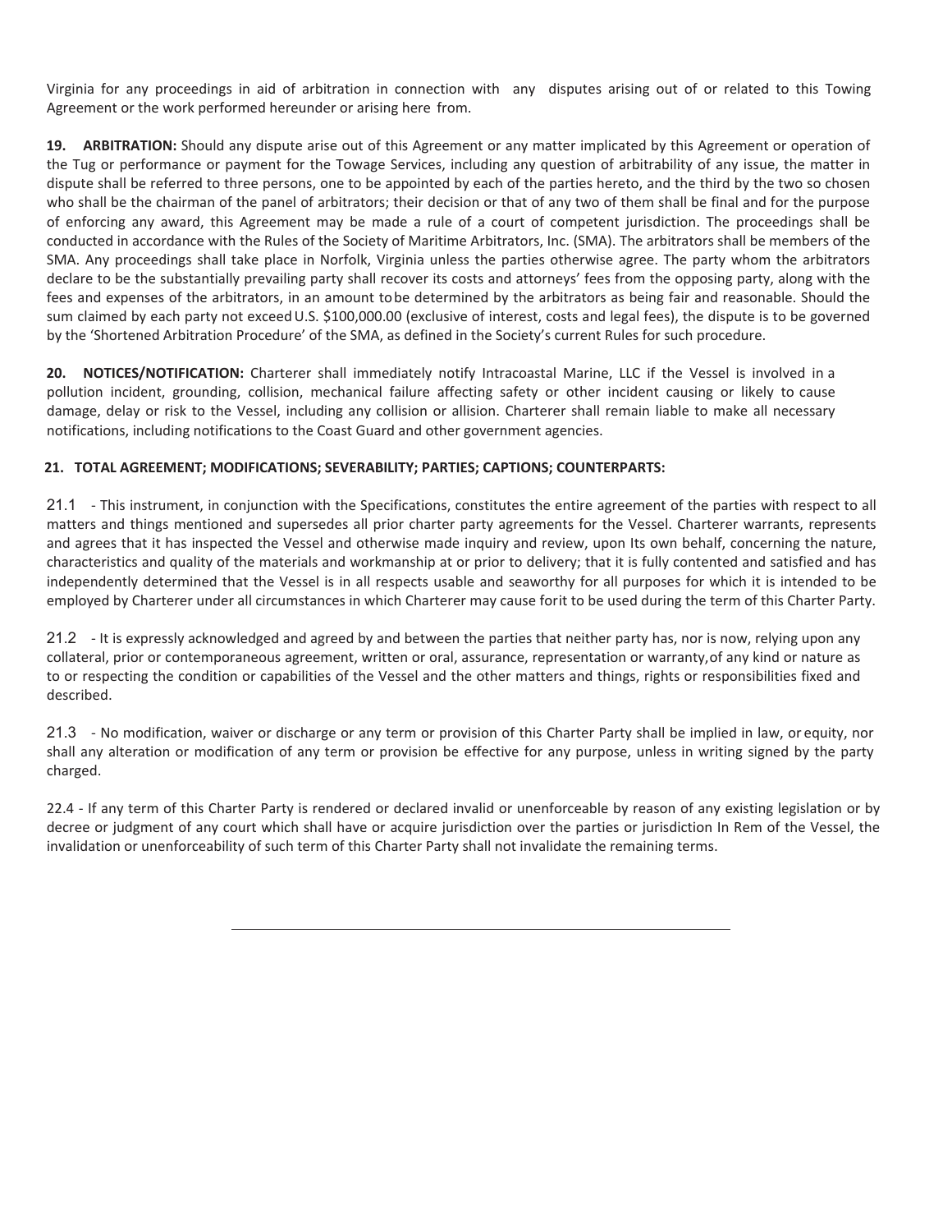Virginia for any proceedings in aid of arbitration in connection with any disputes arising out of or related to this Towing Agreement or the work performed hereunder or arising here from.

**19. ARBITRATION:** Should any dispute arise out of this Agreement or any matter implicated by this Agreement or operation of the Tug or performance or payment for the Towage Services, including any question of arbitrability of any issue, the matter in dispute shall be referred to three persons, one to be appointed by each of the parties hereto, and the third by the two so chosen who shall be the chairman of the panel of arbitrators; their decision or that of any two of them shall be final and for the purpose of enforcing any award, this Agreement may be made a rule of a court of competent jurisdiction. The proceedings shall be conducted in accordance with the Rules of the Society of Maritime Arbitrators, Inc. (SMA). The arbitrators shall be members of the SMA. Any proceedings shall take place in Norfolk, Virginia unless the parties otherwise agree. The party whom the arbitrators declare to be the substantially prevailing party shall recover its costs and attorneys' fees from the opposing party, along with the fees and expenses of the arbitrators, in an amount to be determined by the arbitrators as being fair and reasonable. Should the sum claimed by each party not exceed U.S. $100,000.00 (exclusive of interest, costs and legal fees), the dispute is to be governed by the 'Shortened Arbitration Procedure' of the SMA, as defined in the Society's current Rules for such procedure.

**20. NOTICES/NOTIFICATION:** Charterer shall immediately notify Intracoastal Marine, LLC if the Vessel is involved in a pollution incident, grounding, collision, mechanical failure affecting safety or other incident causing or likely to cause damage, delay or risk to the Vessel, including any collision or allision. Charterer shall remain liable to make all necessary notifications, including notifications to the Coast Guard and other government agencies.

**21. TOTAL AGREEMENT; MODIFICATIONS; SEVERABILITY; PARTIES; CAPTIONS; COUNTERPARTS:**

21.1 - This instrument, in conjunction with the Specifications, constitutes the entire agreement of the parties with respect to all matters and things mentioned and supersedes all prior charter party agreements for the Vessel. Charterer warrants, represents and agrees that it has inspected the Vessel and otherwise made inquiry and review, upon Its own behalf, concerning the nature, characteristics and quality of the materials and workmanship at or prior to delivery; that it is fully contented and satisfied and has independently determined that the Vessel is in all respects usable and seaworthy for all purposes for which it is intended to be employed by Charterer under all circumstances in which Charterer may cause for it to be used during the term of this Charter Party.

21.2 - It is expressly acknowledged and agreed by and between the parties that neither party has, nor is now, relying upon any collateral, prior or contemporaneous agreement, written or oral, assurance, representation or warranty, of any kind or nature as to or respecting the condition or capabilities of the Vessel and the other matters and things, rights or responsibilities fixed and described.

21.3 - No modification, waiver or discharge or any term or provision of this Charter Party shall be implied in law, or equity, nor shall any alteration or modification of any term or provision be effective for any purpose, unless in writing signed by the party charged.

22.4 - If any term of this Charter Party is rendered or declared invalid or unenforceable by reason of any existing legislation or by decree or judgment of any court which shall have or acquire jurisdiction over the parties or jurisdiction In Rem of the Vessel, the invalidation or unenforceability of such term of this Charter Party shall not invalidate the remaining terms.